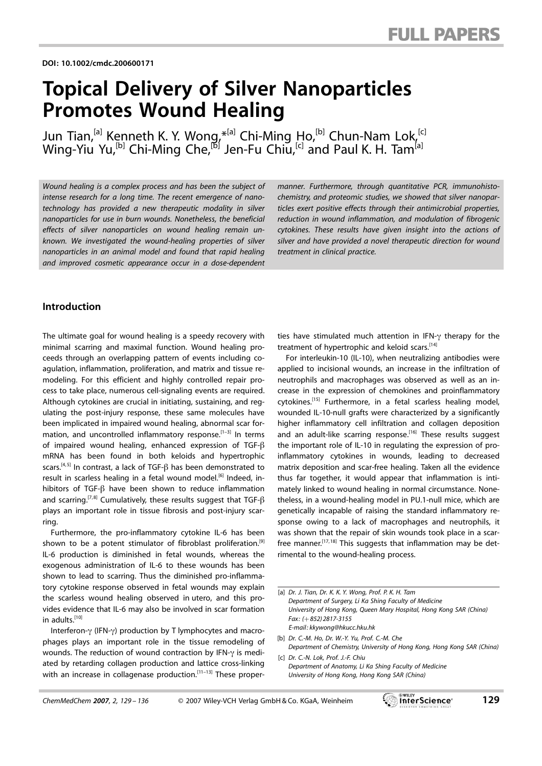DOI: 10.1002/cmdc.200600171

# Topical Delivery of Silver Nanoparticles Promotes Wound Healing

Jun Tian,[a] Kenneth K. Y. Wong,*[a] Chi-Ming Ho,[b] Chun-Nam Lok,[c] Wing-Yiu Yu,[b] Chi-Ming Che,[b] Jen-Fu Chiu,[c] and Paul K. H. Tam[a]

*Wound healing is a complex process and has been the subject of intense research for a long time. The recent emergence of nanotechnology has provided a new therapeutic modality in silver nanoparticles for use in burn wounds. Nonetheless, the beneficial effects of silver nanoparticles on wound healing remain unknown. We investigated the wound-healing properties of silver nanoparticles in an animal model and found that rapid healing and improved cosmetic appearance occur in a dose-dependent manner. Furthermore, through quantitative PCR, immunohistochemistry, and proteomic studies, we showed that silver nanoparticles exert positive effects through their antimicrobial properties, reduction in wound inflammation, and modulation of fibrogenic cytokines. These results have given insight into the actions of silver and have provided a novel therapeutic direction for wound treatment in clinical practice.*

## Introduction

The ultimate goal for wound healing is a speedy recovery with minimal scarring and maximal function. Wound healing proceeds through an overlapping pattern of events including coagulation, inflammation, proliferation, and matrix and tissue remodeling. For this efficient and highly controlled repair process to take place, numerous cell-signaling events are required. Although cytokines are crucial in initiating, sustaining, and regulating the post-injury response, these same molecules have been implicated in impaired wound healing, abnormal scar formation, and uncontrolled inflammatory response.[1–3] In terms of impaired wound healing, enhanced expression of TGF-β mRNA has been found in both keloids and hypertrophic scars.[4,5] In contrast, a lack of TGF-β has been demonstrated to result in scarless healing in a fetal wound model.[6] Indeed, inhibitors of TGF-β have been shown to reduce inflammation and scarring.[7,8] Cumulatively, these results suggest that TGF-β plays an important role in tissue fibrosis and post-injury scarring.

Furthermore, the pro-inflammatory cytokine IL-6 has been shown to be a potent stimulator of fibroblast proliferation.[9] IL-6 production is diminished in fetal wounds, whereas the exogenous administration of IL-6 to these wounds has been shown to lead to scarring. Thus the diminished pro-inflammatory cytokine response observed in fetal wounds may explain the scarless wound healing observed in utero, and this provides evidence that IL-6 may also be involved in scar formation in adults.[10]

Interferon-γ (IFN-γ) production by T lymphocytes and macrophages plays an important role in the tissue remodeling of wounds. The reduction of wound contraction by IFN-γ is mediated by retarding collagen production and lattice cross-linking with an increase in collagenase production.[11–13] These properties have stimulated much attention in IFN-γ therapy for the treatment of hypertrophic and keloid scars.[14]

For interleukin-10 (IL-10), when neutralizing antibodies were applied to incisional wounds, an increase in the infiltration of neutrophils and macrophages was observed as well as an increase in the expression of chemokines and proinflammatory cytokines.[15] Furthermore, in a fetal scarless healing model, wounded IL-10-null grafts were characterized by a significantly higher inflammatory cell infiltration and collagen deposition and an adult-like scarring response.[16] These results suggest the important role of IL-10 in regulating the expression of pro-inflammatory cytokines in wounds, leading to decreased matrix deposition and scar-free healing. Taken all the evidence thus far together, it would appear that inflammation is intimately linked to wound healing in normal circumstance. Nonetheless, in a wound-healing model in PU.1-null mice, which are genetically incapable of raising the standard inflammatory response owing to a lack of macrophages and neutrophils, it was shown that the repair of skin wounds took place in a scar-free manner.[17,18] This suggests that inflammation may be detrimental to the wound-healing process.

[a] Dr. J. Tian, Dr. K. K. Y. Wong, Prof. P. K. H. Tam
Department of Surgery, Li Ka Shing Faculty of Medicine
University of Hong Kong, Queen Mary Hospital, Hong Kong SAR (China)
Fax: (+852) 2817-3155
E-mail: kkywong@hkucc.hku.hk

[b] Dr. C.-M. Ho, Dr. W.-Y. Yu, Prof. C.-M. Che
Department of Chemistry, University of Hong Kong, Hong Kong SAR (China)

[c] Dr. C.-N. Lok, Prof. J.-F. Chiu
Department of Anatomy, Li Ka Shing Faculty of Medicine
University of Hong Kong, Hong Kong SAR (China)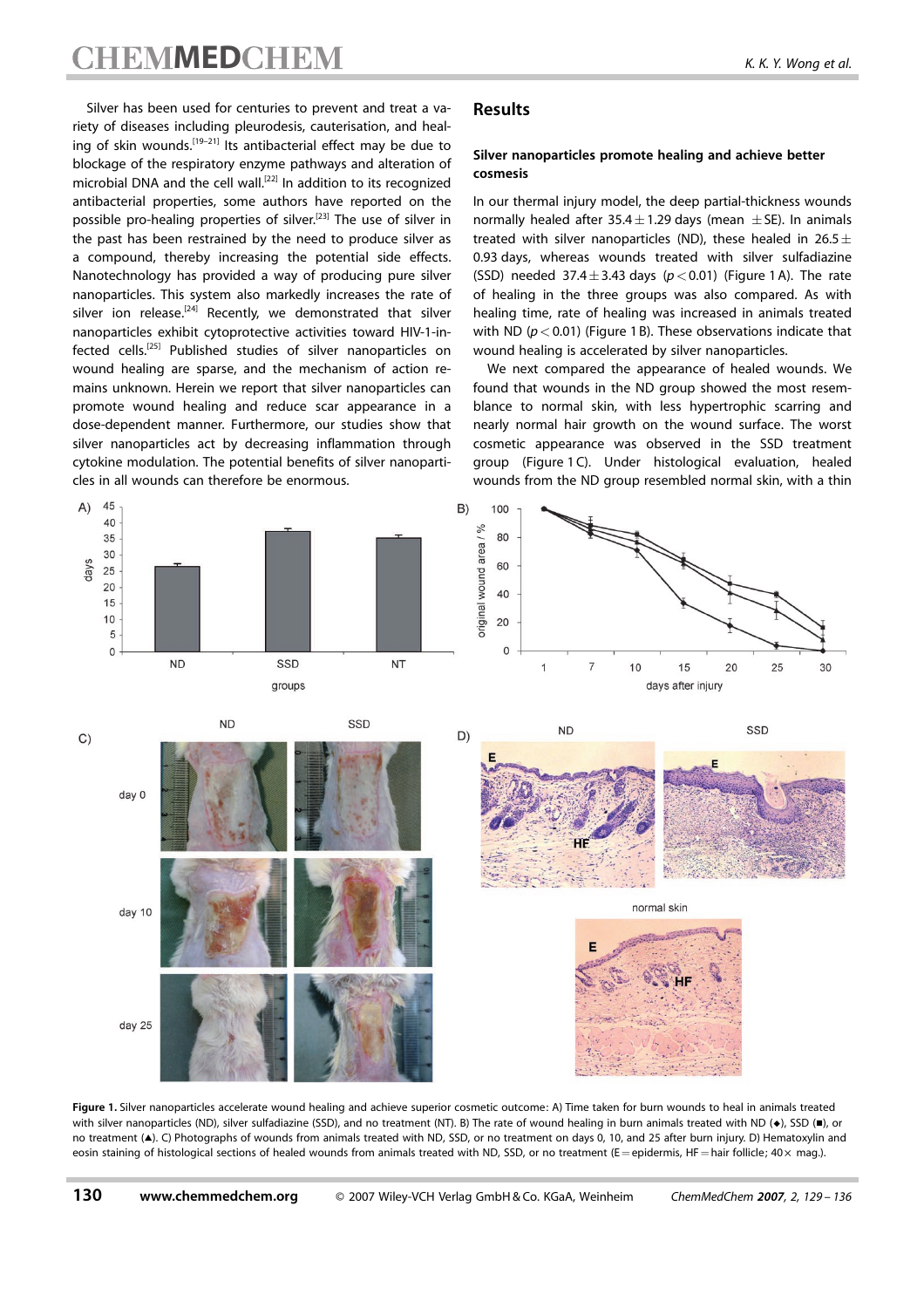Silver has been used for centuries to prevent and treat a variety of diseases including pleurodesis, cauterisation, and healing of skin wounds.[19–21] Its antibacterial effect may be due to blockage of the respiratory enzyme pathways and alteration of microbial DNA and the cell wall.[22] In addition to its recognized antibacterial properties, some authors have reported on the possible pro-healing properties of silver.[23] The use of silver in the past has been restrained by the need to produce silver as a compound, thereby increasing the potential side effects. Nanotechnology has provided a way of producing pure silver nanoparticles. This system also markedly increases the rate of silver ion release.[24] Recently, we demonstrated that silver nanoparticles exhibit cytoprotective activities toward HIV-1-infected cells.[25] Published studies of silver nanoparticles on wound healing are sparse, and the mechanism of action remains unknown. Herein we report that silver nanoparticles can promote wound healing and reduce scar appearance in a dose-dependent manner. Furthermore, our studies show that silver nanoparticles act by decreasing inflammation through cytokine modulation. The potential benefits of silver nanoparticles in all wounds can therefore be enormous.

## Results

### Silver nanoparticles promote healing and achieve better cosmesis

In our thermal injury model, the deep partial-thickness wounds normally healed after $35.4 \pm 1.29$ days (mean $\pm$SE). In animals treated with silver nanoparticles (ND), these healed in $26.5 \pm 0.93$ days, whereas wounds treated with silver sulfadiazine (SSD) needed $37.4 \pm 3.43$ days ($p < 0.01$) (Figure 1 A). The rate of healing in the three groups was also compared. As with healing time, rate of healing was increased in animals treated with ND ($p < 0.01$) (Figure 1 B). These observations indicate that wound healing is accelerated by silver nanoparticles.

We next compared the appearance of healed wounds. We found that wounds in the ND group showed the most resemblance to normal skin, with less hypertrophic scarring and nearly normal hair growth on the wound surface. The worst cosmetic appearance was observed in the SSD treatment group (Figure 1 C). Under histological evaluation, healed wounds from the ND group resembled normal skin, with a thin

**Figure 1.** Silver nanoparticles accelerate wound healing and achieve superior cosmetic outcome: A) Time taken for burn wounds to heal in animals treated with silver nanoparticles (ND), silver sulfadiazine (SSD), and no treatment (NT). B) The rate of wound healing in burn animals treated with ND (◆), SSD (■), or no treatment (▲). C) Photographs of wounds from animals treated with ND, SSD, or no treatment on days 0, 10, and 25 after burn injury. D) Hematoxylin and eosin staining of histological sections of healed wounds from animals treated with ND, SSD, or no treatment (E = epidermis, HF = hair follicle; 40× mag.).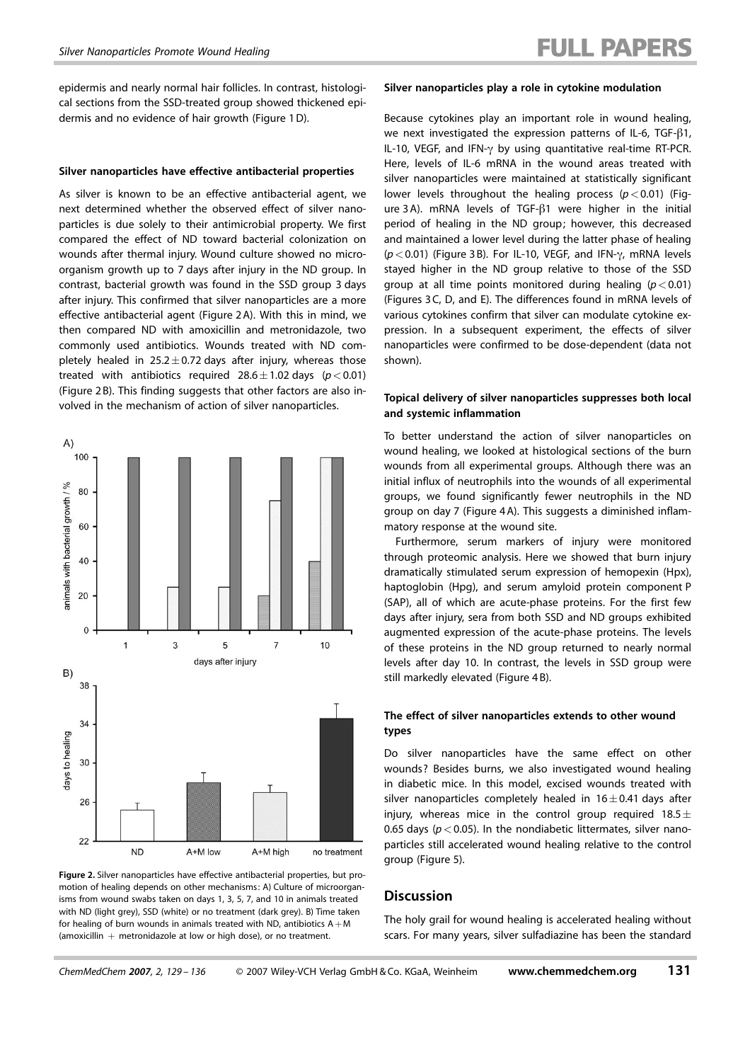epidermis and nearly normal hair follicles. In contrast, histological sections from the SSD-treated group showed thickened epidermis and no evidence of hair growth (Figure 1 D).

### Silver nanoparticles have effective antibacterial properties

As silver is known to be an effective antibacterial agent, we next determined whether the observed effect of silver nanoparticles is due solely to their antimicrobial property. We first compared the effect of ND toward bacterial colonization on wounds after thermal injury. Wound culture showed no microorganism growth up to 7 days after injury in the ND group. In contrast, bacterial growth was found in the SSD group 3 days after injury. This confirmed that silver nanoparticles are a more effective antibacterial agent (Figure 2 A). With this in mind, we then compared ND with amoxicillin and metronidazole, two commonly used antibiotics. Wounds treated with ND completely healed in $25.2 \pm 0.72$ days after injury, whereas those treated with antibiotics required $28.6 \pm 1.02$ days ($p < 0.01$) (Figure 2 B). This finding suggests that other factors are also involved in the mechanism of action of silver nanoparticles.

**Figure 2.** Silver nanoparticles have effective antibacterial properties, but promotion of healing depends on other mechanisms: A) Culture of microorganisms from wound swabs taken on days 1, 3, 5, 7, and 10 in animals treated with ND (light grey), SSD (white) or no treatment (dark grey). B) Time taken for healing of burn wounds in animals treated with ND, antibiotics A + M (amoxicillin + metronidazole at low or high dose), or no treatment.

### Silver nanoparticles play a role in cytokine modulation

Because cytokines play an important role in wound healing, we next investigated the expression patterns of IL-6, TGF-β1, IL-10, VEGF, and IFN-γ by using quantitative real-time RT-PCR. Here, levels of IL-6 mRNA in the wound areas treated with silver nanoparticles were maintained at statistically significant lower levels throughout the healing process ($p < 0.01$) (Figure 3 A). mRNA levels of TGF-β1 were higher in the initial period of healing in the ND group; however, this decreased and maintained a lower level during the latter phase of healing ($p < 0.01$) (Figure 3 B). For IL-10, VEGF, and IFN-γ, mRNA levels stayed higher in the ND group relative to those of the SSD group at all time points monitored during healing ($p < 0.01$) (Figures 3 C, D, and E). The differences found in mRNA levels of various cytokines confirm that silver can modulate cytokine expression. In a subsequent experiment, the effects of silver nanoparticles were confirmed to be dose-dependent (data not shown).

### Topical delivery of silver nanoparticles suppresses both local and systemic inflammation

To better understand the action of silver nanoparticles on wound healing, we looked at histological sections of the burn wounds from all experimental groups. Although there was an initial influx of neutrophils into the wounds of all experimental groups, we found significantly fewer neutrophils in the ND group on day 7 (Figure 4 A). This suggests a diminished inflammatory response at the wound site.

Furthermore, serum markers of injury were monitored through proteomic analysis. Here we showed that burn injury dramatically stimulated serum expression of hemopexin (Hpx), haptoglobin (Hpg), and serum amyloid protein component P (SAP), all of which are acute-phase proteins. For the first few days after injury, sera from both SSD and ND groups exhibited augmented expression of the acute-phase proteins. The levels of these proteins in the ND group returned to nearly normal levels after day 10. In contrast, the levels in SSD group were still markedly elevated (Figure 4 B).

### The effect of silver nanoparticles extends to other wound types

Do silver nanoparticles have the same effect on other wounds? Besides burns, we also investigated wound healing in diabetic mice. In this model, excised wounds treated with silver nanoparticles completely healed in $16 \pm 0.41$ days after injury, whereas mice in the control group required $18.5 \pm 0.65$ days ($p < 0.05$). In the nondiabetic littermates, silver nanoparticles still accelerated wound healing relative to the control group (Figure 5).

## Discussion

The holy grail for wound healing is accelerated healing without scars. For many years, silver sulfadiazine has been the standard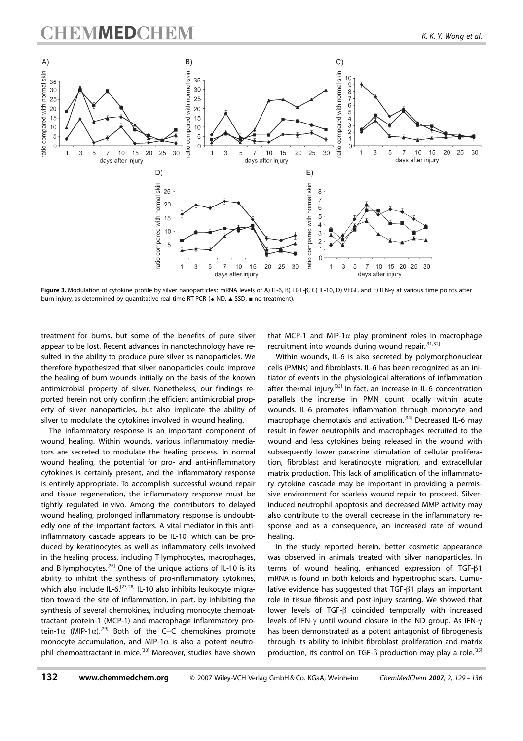**Figure 3.** Modulation of cytokine profile by silver nanoparticles: mRNA levels of A) IL-6, B) TGF-β, C) IL-10, D) VEGF, and E) IFN-γ at various time points after burn injury, as determined by quantitative real-time RT-PCR (◆ ND, ▲ SSD, ■ no treatment).

treatment for burns, but some of the benefits of pure silver appear to be lost. Recent advances in nanotechnology have resulted in the ability to produce pure silver as nanoparticles. We therefore hypothesized that silver nanoparticles could improve the healing of burn wounds initially on the basis of the known antimicrobial property of silver. Nonetheless, our findings reported herein not only confirm the efficient antimicrobial property of silver nanoparticles, but also implicate the ability of silver to modulate the cytokines involved in wound healing.

The inflammatory response is an important component of wound healing. Within wounds, various inflammatory mediators are secreted to modulate the healing process. In normal wound healing, the potential for pro- and anti-inflammatory cytokines is certainly present, and the inflammatory response is entirely appropriate. To accomplish successful wound repair and tissue regeneration, the inflammatory response must be tightly regulated in vivo. Among the contributors to delayed wound healing, prolonged inflammatory response is undoubtedly one of the important factors. A vital mediator in this anti-inflammatory cascade appears to be IL-10, which can be produced by keratinocytes as well as inflammatory cells involved in the healing process, including T lymphocytes, macrophages, and B lymphocytes.[26] One of the unique actions of IL-10 is its ability to inhibit the synthesis of pro-inflammatory cytokines, which also include IL-6.[27,28] IL-10 also inhibits leukocyte migration toward the site of inflammation, in part, by inhibiting the synthesis of several chemokines, including monocyte chemoattractant protein-1 (MCP-1) and macrophage inflammatory protein-1α (MIP-1α).[29] Both of the C–C chemokines promote monocyte accumulation, and MIP-1α is also a potent neutrophil chemoattractant in mice.[30] Moreover, studies have shown that MCP-1 and MIP-1α play prominent roles in macrophage recruitment into wounds during wound repair.[31,32]

Within wounds, IL-6 is also secreted by polymorphonuclear cells (PMNs) and fibroblasts. IL-6 has been recognized as an initiator of events in the physiological alterations of inflammation after thermal injury.[33] In fact, an increase in IL-6 concentration parallels the increase in PMN count locally within acute wounds. IL-6 promotes inflammation through monocyte and macrophage chemotaxis and activation.[34] Decreased IL-6 may result in fewer neutrophils and macrophages recruited to the wound and less cytokines being released in the wound with subsequently lower paracrine stimulation of cellular proliferation, fibroblast and keratinocyte migration, and extracellular matrix production. This lack of amplification of the inflammatory cytokine cascade may be important in providing a permissive environment for scarless wound repair to proceed. Silver-induced neutrophil apoptosis and decreased MMP activity may also contribute to the overall decrease in the inflammatory response and as a consequence, an increased rate of wound healing.

In the study reported herein, better cosmetic appearance was observed in animals treated with silver nanoparticles. In terms of wound healing, enhanced expression of TGF-β1 mRNA is found in both keloids and hypertrophic scars. Cumulative evidence has suggested that TGF-β1 plays an important role in tissue fibrosis and post-injury scarring. We showed that lower levels of TGF-β coincided temporally with increased levels of IFN-γ until wound closure in the ND group. As IFN-γ has been demonstrated as a potent antagonist of fibrogenesis through its ability to inhibit fibroblast proliferation and matrix production, its control on TGF-β production may play a role.[35]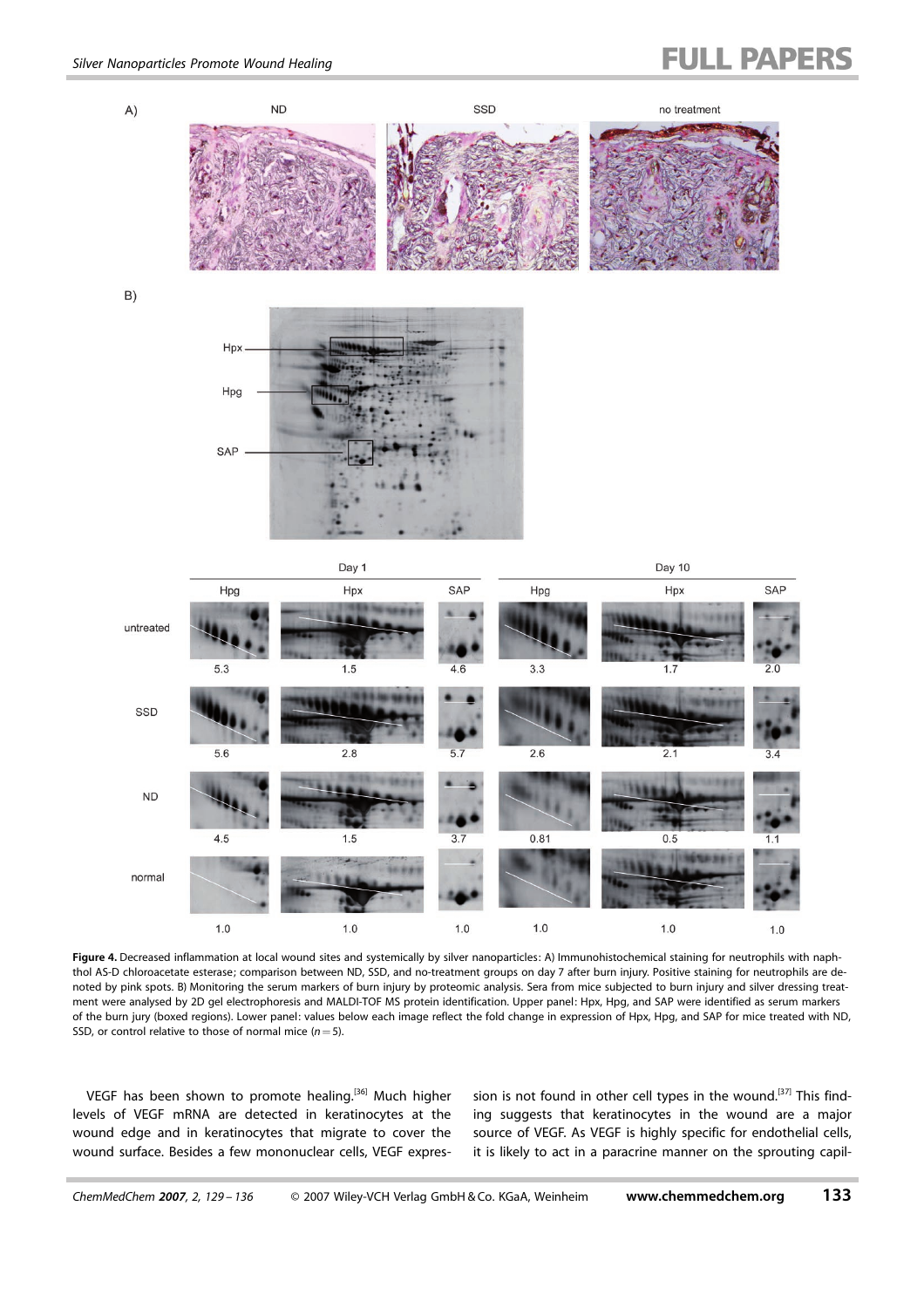**Figure 4.** Decreased inflammation at local wound sites and systemically by silver nanoparticles: A) Immunohistochemical staining for neutrophils with naphthol AS-D chloroacetate esterase; comparison between ND, SSD, and no-treatment groups on day 7 after burn injury. Positive staining for neutrophils are denoted by pink spots. B) Monitoring the serum markers of burn injury by proteomic analysis. Sera from mice subjected to burn injury and silver dressing treatment were analysed by 2D gel electrophoresis and MALDI-TOF MS protein identification. Upper panel: Hpx, Hpg, and SAP were identified as serum markers of the burn jury (boxed regions). Lower panel: values below each image reflect the fold change in expression of Hpx, Hpg, and SAP for mice treated with ND, SSD, or control relative to those of normal mice ($n=5$).

VEGF has been shown to promote healing.[36] Much higher levels of VEGF mRNA are detected in keratinocytes at the wound edge and in keratinocytes that migrate to cover the wound surface. Besides a few mononuclear cells, VEGF expression is not found in other cell types in the wound.[37] This finding suggests that keratinocytes in the wound are a major source of VEGF. As VEGF is highly specific for endothelial cells, it is likely to act in a paracrine manner on the sprouting capil-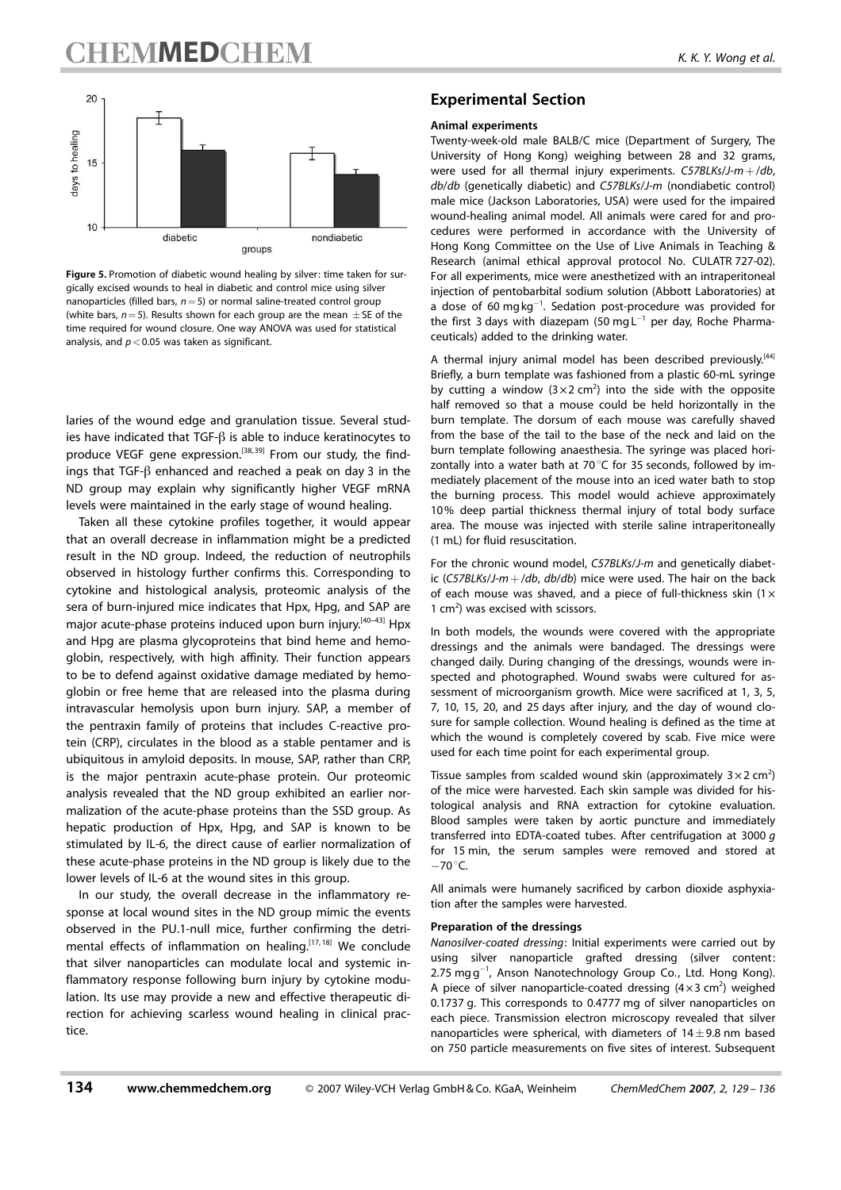**Figure 5.** Promotion of diabetic wound healing by silver: time taken for surgically excised wounds to heal in diabetic and control mice using silver nanoparticles (filled bars, $n=5$) or normal saline-treated control group (white bars, $n=5$). Results shown for each group are the mean $\pm$SE of the time required for wound closure. One way ANOVA was used for statistical analysis, and $p<0.05$ was taken as significant.

laries of the wound edge and granulation tissue. Several studies have indicated that TGF-β is able to induce keratinocytes to produce VEGF gene expression.[38,39] From our study, the findings that TGF-β enhanced and reached a peak on day 3 in the ND group may explain why significantly higher VEGF mRNA levels were maintained in the early stage of wound healing.

Taken all these cytokine profiles together, it would appear that an overall decrease in inflammation might be a predicted result in the ND group. Indeed, the reduction of neutrophils observed in histology further confirms this. Corresponding to cytokine and histological analysis, proteomic analysis of the sera of burn-injured mice indicates that Hpx, Hpg, and SAP are major acute-phase proteins induced upon burn injury.[40–43] Hpx and Hpg are plasma glycoproteins that bind heme and hemoglobin, respectively, with high affinity. Their function appears to be to defend against oxidative damage mediated by hemoglobin or free heme that are released into the plasma during intravascular hemolysis upon burn injury. SAP, a member of the pentraxin family of proteins that includes C-reactive protein (CRP), circulates in the blood as a stable pentamer and is ubiquitous in amyloid deposits. In mouse, SAP, rather than CRP, is the major pentraxin acute-phase protein. Our proteomic analysis revealed that the ND group exhibited an earlier normalization of the acute-phase proteins than the SSD group. As hepatic production of Hpx, Hpg, and SAP is known to be stimulated by IL-6, the direct cause of earlier normalization of these acute-phase proteins in the ND group is likely due to the lower levels of IL-6 at the wound sites in this group.

In our study, the overall decrease in the inflammatory response at local wound sites in the ND group mimic the events observed in the PU.1-null mice, further confirming the detrimental effects of inflammation on healing.[17,18] We conclude that silver nanoparticles can modulate local and systemic inflammatory response following burn injury by cytokine modulation. Its use may provide a new and effective therapeutic direction for achieving scarless wound healing in clinical practice.

## Experimental Section

### Animal experiments

Twenty-week-old male BALB/C mice (Department of Surgery, The University of Hong Kong) weighing between 28 and 32 grams, were used for all thermal injury experiments. *C57BLKs/J-m+/db*, *db/db* (genetically diabetic) and *C57BLKs/J-m* (nondiabetic control) male mice (Jackson Laboratories, USA) were used for the impaired wound-healing animal model. All animals were cared for and procedures were performed in accordance with the University of Hong Kong Committee on the Use of Live Animals in Teaching & Research (animal ethical approval protocol No. CULATR 727-02). For all experiments, mice were anesthetized with an intraperitoneal injection of pentobarbital sodium solution (Abbott Laboratories) at a dose of 60 $mg\,kg^{-1}$. Sedation post-procedure was provided for the first 3 days with diazepam (50 $mg\,L^{-1}$ per day, Roche Pharmaceuticals) added to the drinking water.

A thermal injury animal model has been described previously.[44] Briefly, a burn template was fashioned from a plastic 60-mL syringe by cutting a window ($3\times2$ $cm^2$) into the side with the opposite half removed so that a mouse could be held horizontally in the burn template. The dorsum of each mouse was carefully shaved from the base of the tail to the base of the neck and laid on the burn template following anaesthesia. The syringe was placed horizontally into a water bath at 70 °C for 35 seconds, followed by immediately placement of the mouse into an iced water bath to stop the burning process. This model would achieve approximately 10% deep partial thickness thermal injury of total body surface area. The mouse was injected with sterile saline intraperitoneally (1 mL) for fluid resuscitation.

For the chronic wound model, *C57BLKs/J-m* and genetically diabetic (*C57BLKs/J-m+/db, db/db*) mice were used. The hair on the back of each mouse was shaved, and a piece of full-thickness skin ($1\times$ 1 $cm^2$) was excised with scissors.

In both models, the wounds were covered with the appropriate dressings and the animals were bandaged. The dressings were changed daily. During changing of the dressings, wounds were inspected and photographed. Wound swabs were cultured for assessment of microorganism growth. Mice were sacrificed at 1, 3, 5, 7, 10, 15, 20, and 25 days after injury, and the day of wound closure for sample collection. Wound healing is defined as the time at which the wound is completely covered by scab. Five mice were used for each time point for each experimental group.

Tissue samples from scalded wound skin (approximately $3\times2$ $cm^2$) of the mice were harvested. Each skin sample was divided for histological analysis and RNA extraction for cytokine evaluation. Blood samples were taken by aortic puncture and immediately transferred into EDTA-coated tubes. After centrifugation at 3000 *g* for 15 min, the serum samples were removed and stored at −70 °C.

All animals were humanely sacrificed by carbon dioxide asphyxiation after the samples were harvested.

### Preparation of the dressings

*Nanosilver-coated dressing*: Initial experiments were carried out by using silver nanoparticle grafted dressing (silver content: 2.75 $mg\,g^{-1}$, Anson Nanotechnology Group Co., Ltd. Hong Kong). A piece of silver nanoparticle-coated dressing ($4\times3$ $cm^2$) weighed 0.1737 g. This corresponds to 0.4777 mg of silver nanoparticles on each piece. Transmission electron microscopy revealed that silver nanoparticles were spherical, with diameters of $14\pm9.8$ nm based on 750 particle measurements on five sites of interest. Subsequent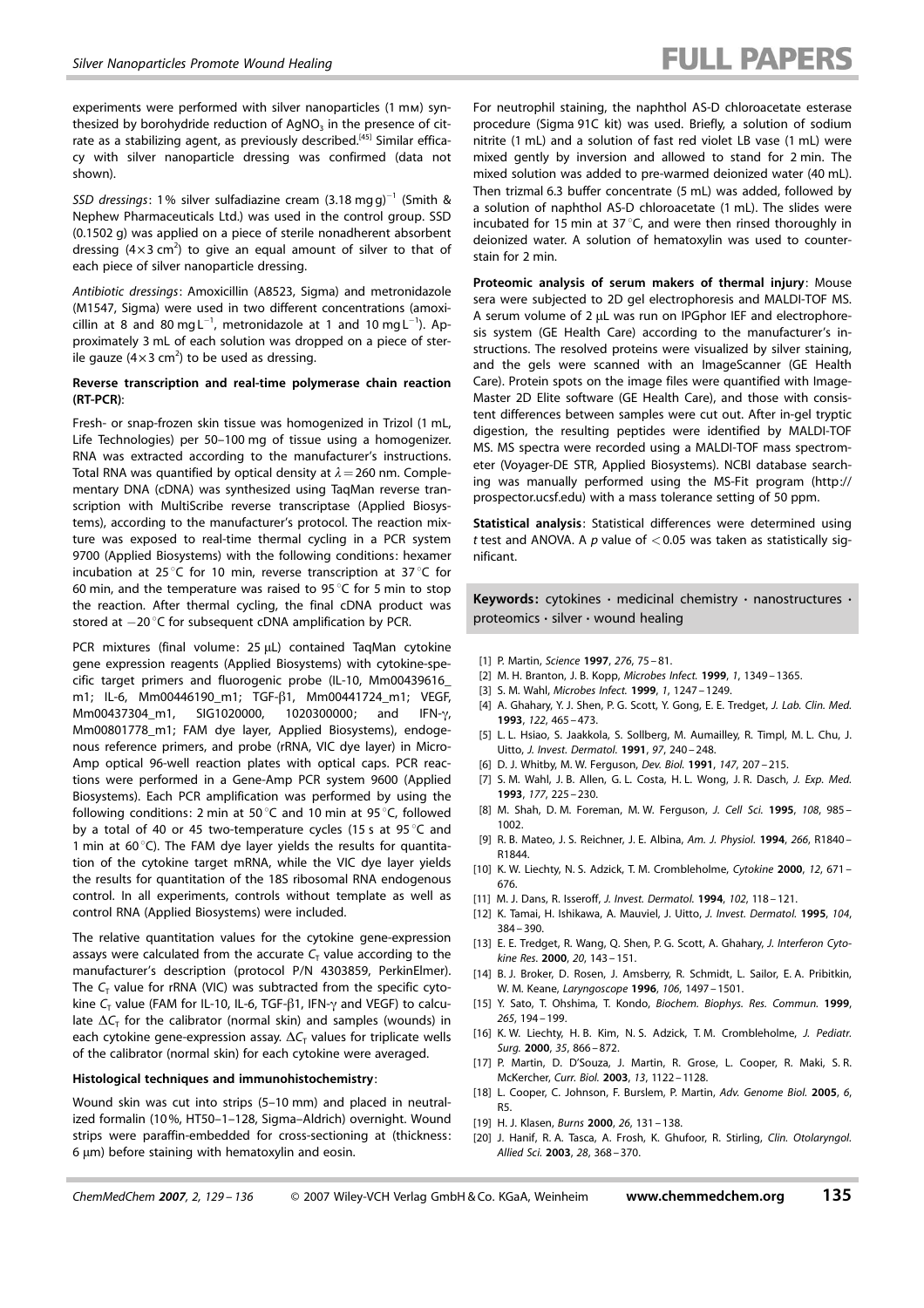experiments were performed with silver nanoparticles (1 mM) synthesized by borohydride reduction of $AgNO_3$ in the presence of citrate as a stabilizing agent, as previously described.[45] Similar efficacy with silver nanoparticle dressing was confirmed (data not shown).

*SSD dressings*: 1% silver sulfadiazine cream $(3.18\ mg\,g)^{-1}$ (Smith & Nephew Pharmaceuticals Ltd.) was used in the control group. SSD (0.1502 g) was applied on a piece of sterile nonadherent absorbent dressing ($4\times3\ cm^2$) to give an equal amount of silver to that of each piece of silver nanoparticle dressing.

*Antibiotic dressings*: Amoxicillin (A8523, Sigma) and metronidazole (M1547, Sigma) were used in two different concentrations (amoxicillin at 8 and 80 $mg\,L^{-1}$, metronidazole at 1 and 10 $mg\,L^{-1}$). Approximately 3 mL of each solution was dropped on a piece of sterile gauze ($4\times3\ cm^2$) to be used as dressing.

**Reverse transcription and real-time polymerase chain reaction (RT-PCR)**:

Fresh- or snap-frozen skin tissue was homogenized in Trizol (1 mL, Life Technologies) per 50–100 mg of tissue using a homogenizer. RNA was extracted according to the manufacturer's instructions. Total RNA was quantified by optical density at $\lambda = 260$ nm. Complementary DNA (cDNA) was synthesized using TaqMan reverse transcription with MultiScribe reverse transcriptase (Applied Biosystems), according to the manufacturer's protocol. The reaction mixture was exposed to real-time thermal cycling in a PCR system 9700 (Applied Biosystems) with the following conditions: hexamer incubation at 25 °C for 10 min, reverse transcription at 37 °C for 60 min, and the temperature was raised to 95 °C for 5 min to stop the reaction. After thermal cycling, the final cDNA product was stored at −20 °C for subsequent cDNA amplification by PCR.

PCR mixtures (final volume: 25 μL) contained TaqMan cytokine gene expression reagents (Applied Biosystems) with cytokine-specific target primers and fluorogenic probe (IL-10, Mm00439616_m1; IL-6, Mm00446190_m1; TGF-β1, Mm00441724_m1; VEGF, Mm00437304_m1, SIG1020000, 1020300000; and IFN-γ, Mm00801778_m1; FAM dye layer, Applied Biosystems), endogenous reference primers, and probe (rRNA, VIC dye layer) in MicroAmp optical 96-well reaction plates with optical caps. PCR reactions were performed in a Gene-Amp PCR system 9600 (Applied Biosystems). Each PCR amplification was performed by using the following conditions: 2 min at 50 °C and 10 min at 95 °C, followed by a total of 40 or 45 two-temperature cycles (15 s at 95 °C and 1 min at 60 °C). The FAM dye layer yields the results for quantitation of the cytokine target mRNA, while the VIC dye layer yields the results for quantitation of the 18S ribosomal RNA endogenous control. In all experiments, controls without template as well as control RNA (Applied Biosystems) were included.

The relative quantitation values for the cytokine gene-expression assays were calculated from the accurate $C_T$ value according to the manufacturer's description (protocol P/N 4303859, PerkinElmer). The $C_T$ value for rRNA (VIC) was subtracted from the specific cytokine $C_T$ value (FAM for IL-10, IL-6, TGF-β1, IFN-γ and VEGF) to calculate $\Delta C_T$ for the calibrator (normal skin) and samples (wounds) in each cytokine gene-expression assay. $\Delta C_T$ values for triplicate wells of the calibrator (normal skin) for each cytokine were averaged.

**Histological techniques and immunohistochemistry**:

Wound skin was cut into strips (5–10 mm) and placed in neutralized formalin (10%, HT50–1–128, Sigma–Aldrich) overnight. Wound strips were paraffin-embedded for cross-sectioning at (thickness: 6 μm) before staining with hematoxylin and eosin.

For neutrophil staining, the naphthol AS-D chloroacetate esterase procedure (Sigma 91C kit) was used. Briefly, a solution of sodium nitrite (1 mL) and a solution of fast red violet LB vase (1 mL) were mixed gently by inversion and allowed to stand for 2 min. The mixed solution was added to pre-warmed deionized water (40 mL). Then trizmal 6.3 buffer concentrate (5 mL) was added, followed by a solution of naphthol AS-D chloroacetate (1 mL). The slides were incubated for 15 min at 37 °C, and were then rinsed thoroughly in deionized water. A solution of hematoxylin was used to counterstain for 2 min.

**Proteomic analysis of serum makers of thermal injury**: Mouse sera were subjected to 2D gel electrophoresis and MALDI-TOF MS. A serum volume of 2 μL was run on IPGphor IEF and electrophoresis system (GE Health Care) according to the manufacturer's instructions. The resolved proteins were visualized by silver staining, and the gels were scanned with an ImageScanner (GE Health Care). Protein spots on the image files were quantified with ImageMaster 2D Elite software (GE Health Care), and those with consistent differences between samples were cut out. After in-gel tryptic digestion, the resulting peptides were identified by MALDI-TOF MS. MS spectra were recorded using a MALDI-TOF mass spectrometer (Voyager-DE STR, Applied Biosystems). NCBI database searching was manually performed using the MS-Fit program (http://prospector.ucsf.edu) with a mass tolerance setting of 50 ppm.

**Statistical analysis**: Statistical differences were determined using *t* test and ANOVA. A $p$ value of $<0.05$ was taken as statistically significant.

**Keywords:** cytokines · medicinal chemistry · nanostructures · proteomics · silver · wound healing

- [1] P. Martin, *Science* **1997**, *276*, 75 – 81.
- [2] M. H. Branton, J. B. Kopp, *Microbes Infect.* **1999**, *1*, 1349 – 1365.
- [3] S. M. Wahl, *Microbes Infect.* **1999**, *1*, 1247 – 1249.
- [4] A. Ghahary, Y. J. Shen, P. G. Scott, Y. Gong, E. E. Tredget, *J. Lab. Clin. Med.* **1993**, *122*, 465 – 473.
- [5] L. L. Hsiao, S. Jaakkola, S. Sollberg, M. Aumailley, R. Timpl, M. L. Chu, J. Uitto, *J. Invest. Dermatol.* **1991**, *97*, 240 – 248.
- [6] D. J. Whitby, M. W. Ferguson, *Dev. Biol.* **1991**, *147*, 207 – 215.
- [7] S. M. Wahl, J. B. Allen, G. L. Costa, H. L. Wong, J. R. Dasch, *J. Exp. Med.* **1993**, *177*, 225 – 230.
- [8] M. Shah, D. M. Foreman, M. W. Ferguson, *J. Cell Sci.* **1995**, *108*, 985 – 1002.
- [9] R. B. Mateo, J. S. Reichner, J. E. Albina, *Am. J. Physiol.* **1994**, *266*, R1840 – R1844.
- [10] K. W. Liechty, N. S. Adzick, T. M. Crombleholme, *Cytokine* **2000**, *12*, 671 – 676.
- [11] M. J. Dans, R. Isseroff, *J. Invest. Dermatol.* **1994**, *102*, 118 – 121.
- [12] K. Tamai, H. Ishikawa, A. Mauviel, J. Uitto, *J. Invest. Dermatol.* **1995**, *104*, 384 – 390.
- [13] E. E. Tredget, R. Wang, Q. Shen, P. G. Scott, A. Ghahary, *J. Interferon Cytokine Res.* **2000**, *20*, 143 – 151.
- [14] B. J. Broker, D. Rosen, J. Amsberry, R. Schmidt, L. Sailor, E. A. Pribitkin, W. M. Keane, *Laryngoscope* **1996**, *106*, 1497 – 1501.
- [15] Y. Sato, T. Ohshima, T. Kondo, *Biochem. Biophys. Res. Commun.* **1999**, *265*, 194 – 199.
- [16] K. W. Liechty, H. B. Kim, N. S. Adzick, T. M. Crombleholme, *J. Pediatr. Surg.* **2000**, *35*, 866 – 872.
- [17] P. Martin, D. D'Souza, J. Martin, R. Grose, L. Cooper, R. Maki, S. R. McKercher, *Curr. Biol.* **2003**, *13*, 1122 – 1128.
- [18] L. Cooper, C. Johnson, F. Burslem, P. Martin, *Adv. Genome Biol.* **2005**, *6*, R5.
- [19] H. J. Klasen, *Burns* **2000**, *26*, 131 – 138.
- [20] J. Hanif, R. A. Tasca, A. Frosh, K. Ghufoor, R. Stirling, *Clin. Otolaryngol. Allied Sci.* **2003**, *28*, 368 – 370.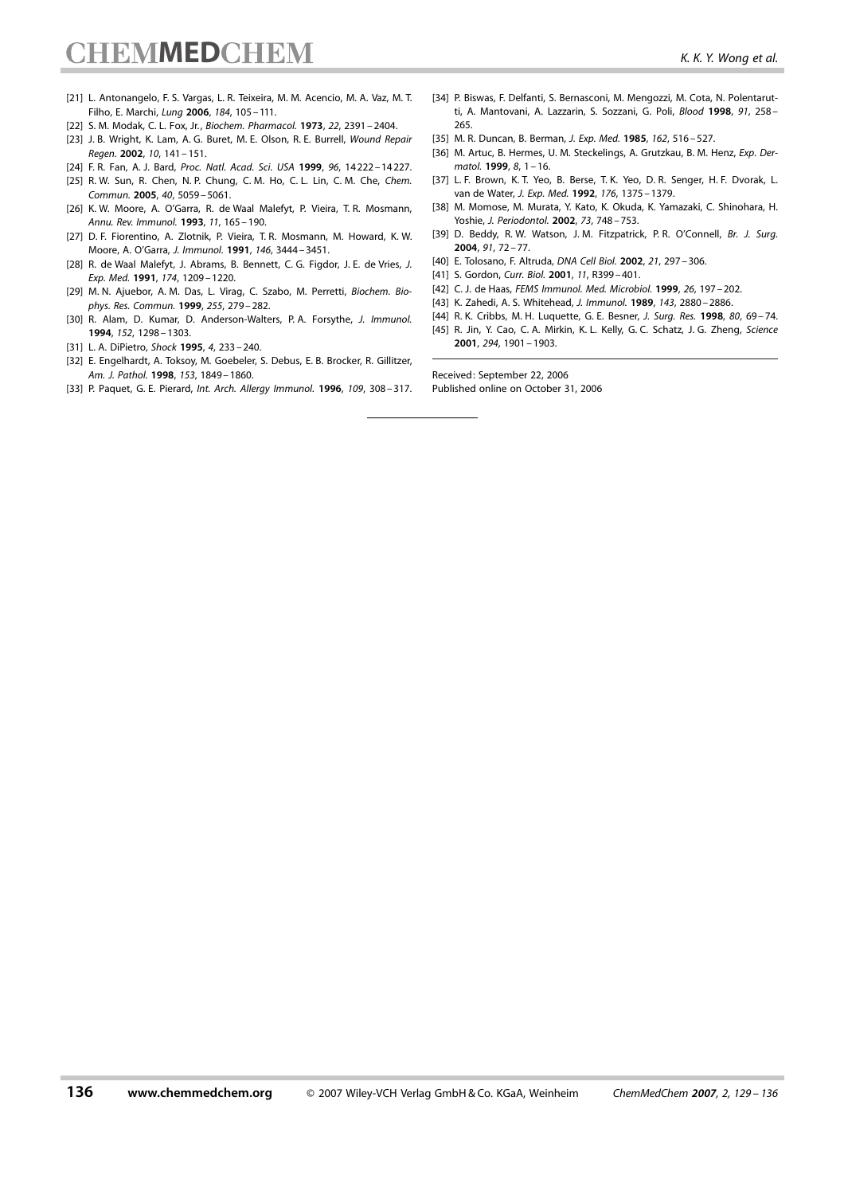[21] L. Antonangelo, F. S. Vargas, L. R. Teixeira, M. M. Acencio, M. A. Vaz, M. T. Filho, E. Marchi, *Lung* **2006**, *184*, 105 – 111.

[22] S. M. Modak, C. L. Fox, Jr., *Biochem. Pharmacol.* **1973**, *22*, 2391 – 2404.

[23] J. B. Wright, K. Lam, A. G. Buret, M. E. Olson, R. E. Burrell, *Wound Repair Regen.* **2002**, *10*, 141 – 151.

[24] F. R. Fan, A. J. Bard, *Proc. Natl. Acad. Sci. USA* **1999**, *96*, 14 222 – 14 227.

[25] R. W. Sun, R. Chen, N. P. Chung, C. M. Ho, C. L. Lin, C. M. Che, *Chem. Commun.* **2005**, *40*, 5059 – 5061.

[26] K. W. Moore, A. O'Garra, R. de Waal Malefyt, P. Vieira, T. R. Mosmann, *Annu. Rev. Immunol.* **1993**, *11*, 165 – 190.

[27] D. F. Fiorentino, A. Zlotnik, P. Vieira, T. R. Mosmann, M. Howard, K. W. Moore, A. O'Garra, *J. Immunol.* **1991**, *146*, 3444 – 3451.

[28] R. de Waal Malefyt, J. Abrams, B. Bennett, C. G. Figdor, J. E. de Vries, *J. Exp. Med.* **1991**, *174*, 1209 – 1220.

[29] M. N. Ajuebor, A. M. Das, L. Virag, C. Szabo, M. Perretti, *Biochem. Biophys. Res. Commun.* **1999**, *255*, 279 – 282.

[30] R. Alam, D. Kumar, D. Anderson-Walters, P. A. Forsythe, *J. Immunol.* **1994**, *152*, 1298 – 1303.

[31] L. A. DiPietro, *Shock* **1995**, *4*, 233 – 240.

[32] E. Engelhardt, A. Toksoy, M. Goebeler, S. Debus, E. B. Brocker, R. Gillitzer, *Am. J. Pathol.* **1998**, *153*, 1849 – 1860.

[33] P. Paquet, G. E. Pierard, *Int. Arch. Allergy Immunol.* **1996**, *109*, 308 – 317.

[34] P. Biswas, F. Delfanti, S. Bernasconi, M. Mengozzi, M. Cota, N. Polentarutti, A. Mantovani, A. Lazzarin, S. Sozzani, G. Poli, *Blood* **1998**, *91*, 258 – 265.

[35] M. R. Duncan, B. Berman, *J. Exp. Med.* **1985**, *162*, 516 – 527.

[36] M. Artuc, B. Hermes, U. M. Steckelings, A. Grutzkau, B. M. Henz, *Exp. Dermatol.* **1999**, *8*, 1 – 16.

[37] L. F. Brown, K. T. Yeo, B. Berse, T. K. Yeo, D. R. Senger, H. F. Dvorak, L. van de Water, *J. Exp. Med.* **1992**, *176*, 1375 – 1379.

[38] M. Momose, M. Murata, Y. Kato, K. Okuda, K. Yamazaki, C. Shinohara, H. Yoshie, *J. Periodontol.* **2002**, *73*, 748 – 753.

[39] D. Beddy, R. W. Watson, J. M. Fitzpatrick, P. R. O'Connell, *Br. J. Surg.* **2004**, *91*, 72 – 77.

[40] E. Tolosano, F. Altruda, *DNA Cell Biol.* **2002**, *21*, 297 – 306.

[41] S. Gordon, *Curr. Biol.* **2001**, *11*, R399 – 401.

[42] C. J. de Haas, *FEMS Immunol. Med. Microbiol.* **1999**, *26*, 197 – 202.

[43] K. Zahedi, A. S. Whitehead, *J. Immunol.* **1989**, *143*, 2880 – 2886.

[44] R. K. Cribbs, M. H. Luquette, G. E. Besner, *J. Surg. Res.* **1998**, *80*, 69 – 74.

[45] R. Jin, Y. Cao, C. A. Mirkin, K. L. Kelly, G. C. Schatz, J. G. Zheng, *Science* **2001**, *294*, 1901 – 1903.

Received: September 22, 2006
Published online on October 31, 2006